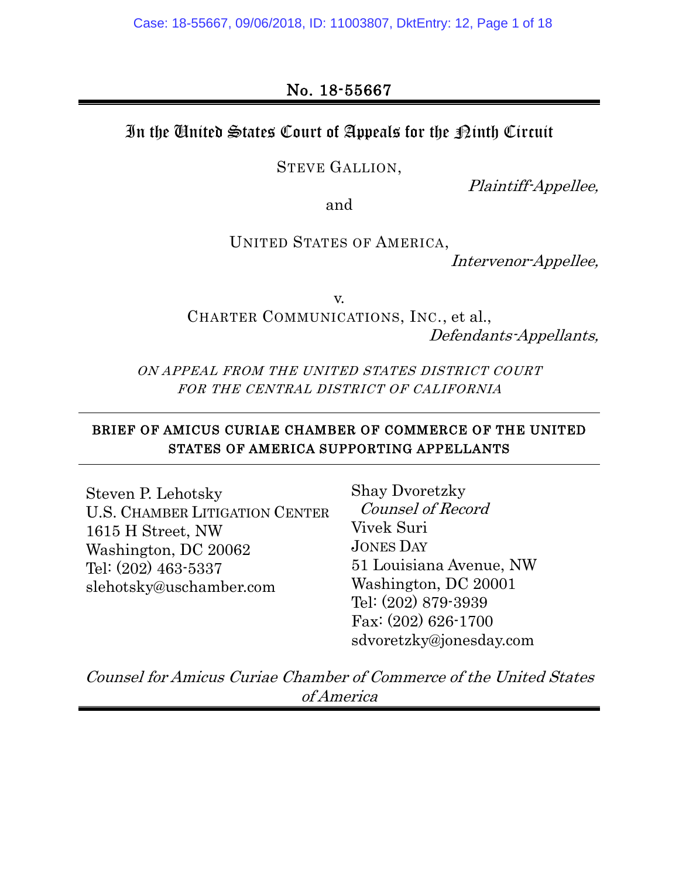No. 18-55667

## In the United States Court of Appeals for the Ninth Circuit

STEVE GALLION,

*Plaintiff-Appellee,*

and

UNITED STATES OF AMERICA,

*Intervenor-Appellee,*

v.

CHARTER COMMUNICATIONS, INC., et al.,

*Defendants-Appellants,*

*ON APPEAL FROM THE UNITED STATES DISTRICT COURT FOR THE CENTRAL DISTRICT OF CALIFORNIA*

---

**BRIEF OF AMICUS CURIAE CHAMBER OF COMMERCE OF THE UNITED STATES OF AMERICA SUPPORTING APPELLANTS**

---

Steven P. Lehotsky
U.S. CHAMBER LITIGATION CENTER
1615 H Street, NW
Washington, DC 20062
Tel: (202) 463-5337
slehotsky@uschamber.com

Shay Dvoretzky
*Counsel of Record*
Vivek Suri
JONES DAY
51 Louisiana Avenue, NW
Washington, DC 20001
Tel: (202) 879-3939
Fax: (202) 626-1700
sdvoretzky@jonesday.com

*Counsel for Amicus Curiae Chamber of Commerce of the United States of America*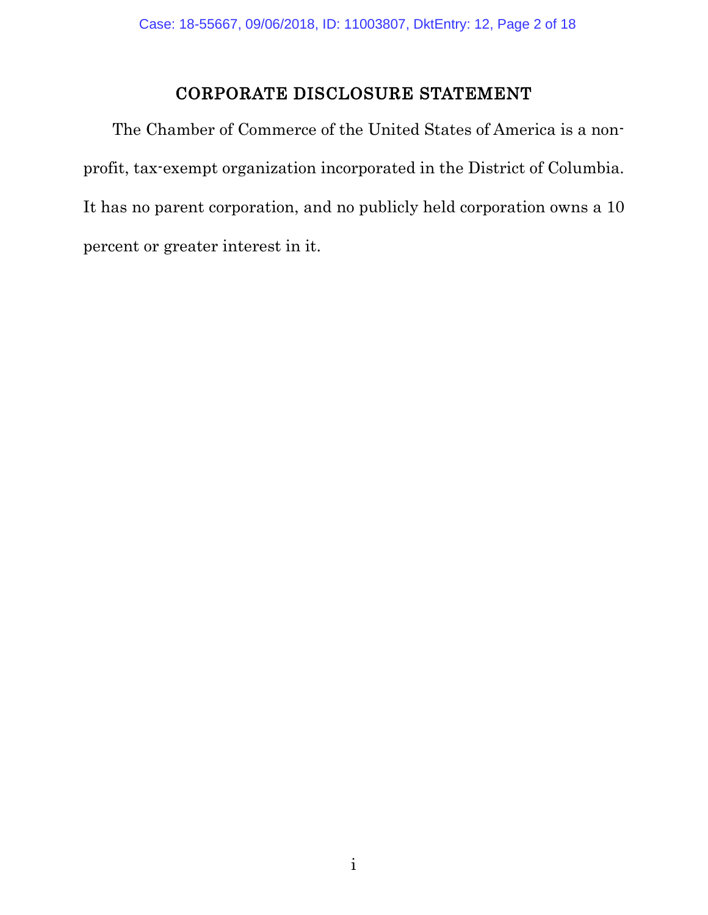## CORPORATE DISCLOSURE STATEMENT

The Chamber of Commerce of the United States of America is a non-profit, tax-exempt organization incorporated in the District of Columbia. It has no parent corporation, and no publicly held corporation owns a 10 percent or greater interest in it.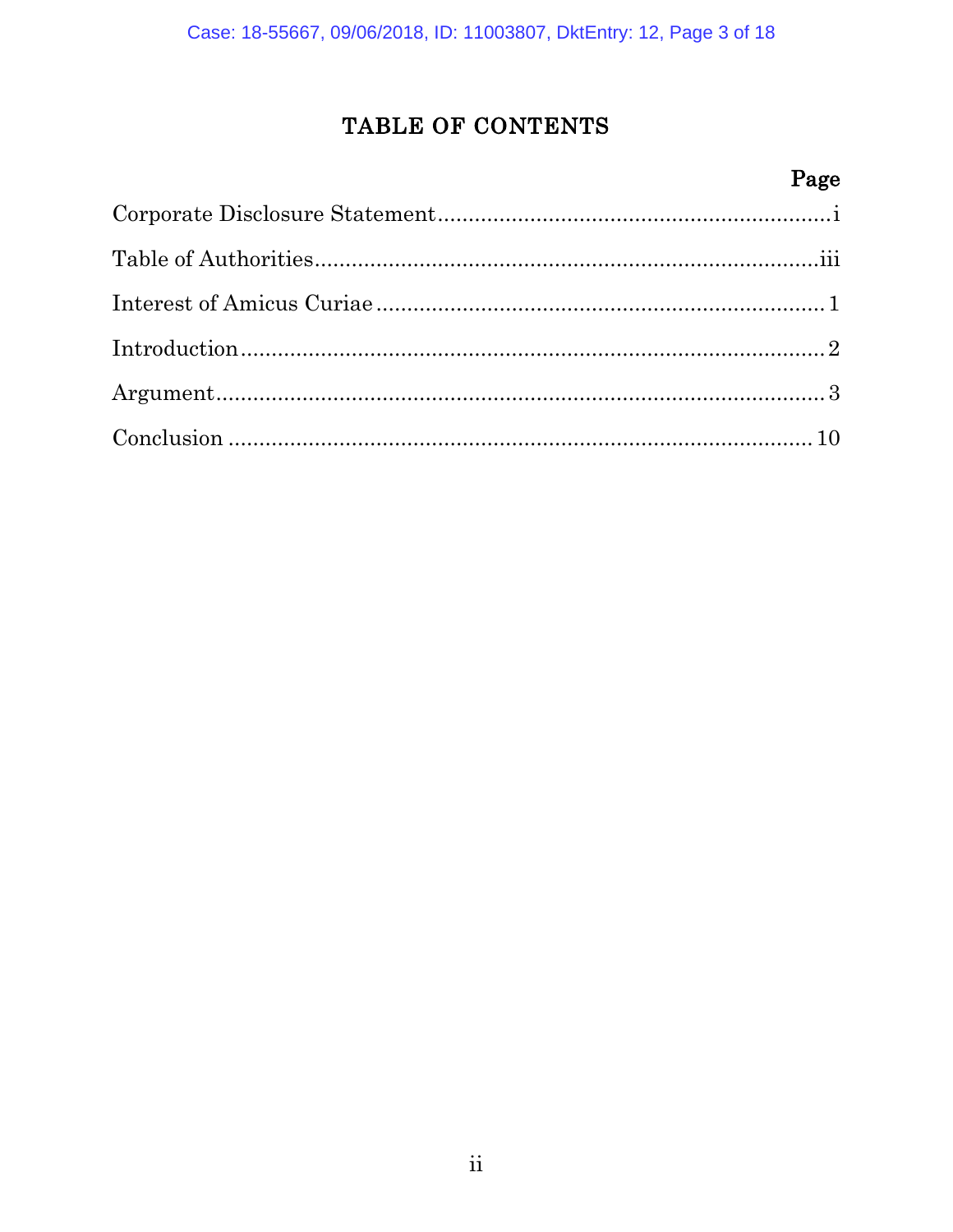# TABLE OF CONTENTS

| | Page |
|---|---|
| Corporate Disclosure Statement | i |
| Table of Authorities | iii |
| Interest of Amicus Curiae | 1 |
| Introduction | 2 |
| Argument | 3 |
| Conclusion | 10 |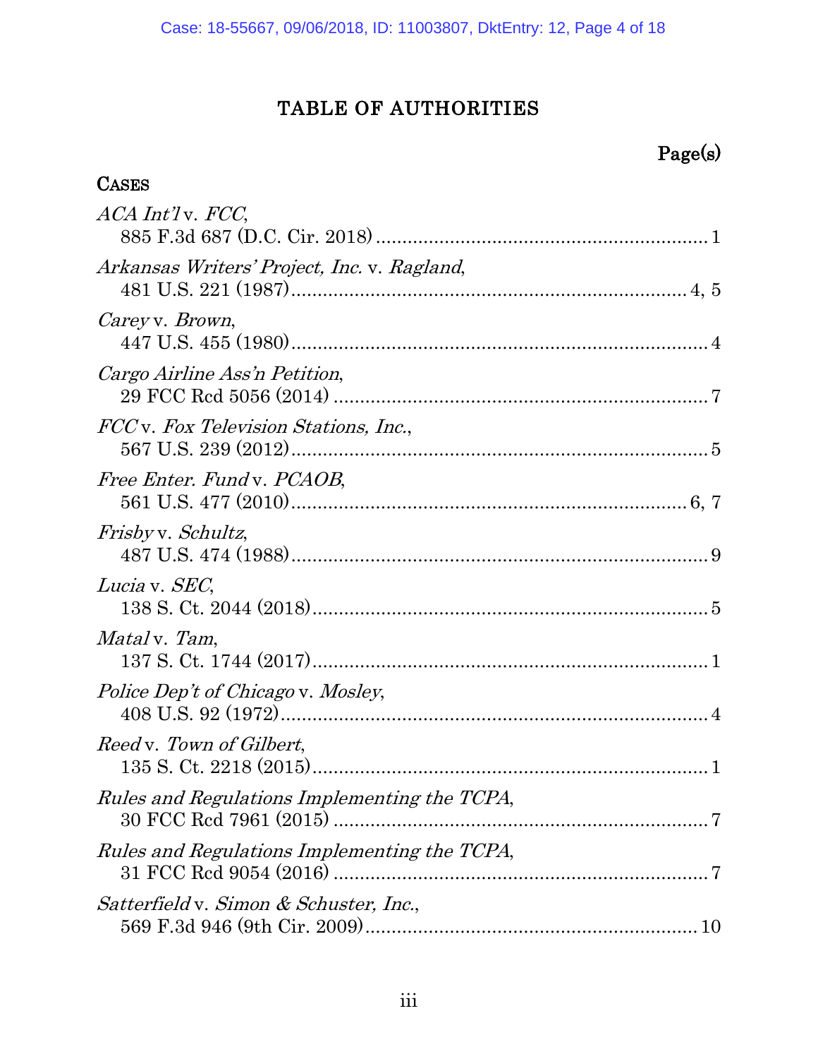# TABLE OF AUTHORITIES

**Page(s)**

## CASES

*ACA Int'l* v. *FCC*,
885 F.3d 687 (D.C. Cir. 2018) .............................................................. 1

*Arkansas Writers' Project, Inc.* v. *Ragland*,
481 U.S. 221 (1987)........................................................................... 4, 5

*Carey* v. *Brown*,
447 U.S. 455 (1980)................................................................................ 4

*Cargo Airline Ass'n Petition*,
29 FCC Rcd 5056 (2014) ........................................................................ 7

*FCC* v. *Fox Television Stations, Inc.*,
567 U.S. 239 (2012)................................................................................ 5

*Free Enter. Fund* v. *PCAOB*,
561 U.S. 477 (2010)............................................................................ 6, 7

*Frisby* v. *Schultz*,
487 U.S. 474 (1988)................................................................................ 9

*Lucia* v. *SEC*,
138 S. Ct. 2044 (2018)............................................................................ 5

*Matal* v. *Tam*,
137 S. Ct. 1744 (2017)............................................................................ 1

*Police Dep't of Chicago* v. *Mosley*,
408 U.S. 92 (1972).................................................................................. 4

*Reed* v. *Town of Gilbert*,
135 S. Ct. 2218 (2015)............................................................................ 1

*Rules and Regulations Implementing the TCPA*,
30 FCC Rcd 7961 (2015) ........................................................................ 7

*Rules and Regulations Implementing the TCPA*,
31 FCC Rcd 9054 (2016) ........................................................................ 7

*Satterfield* v. *Simon & Schuster, Inc.*,
569 F.3d 946 (9th Cir. 2009)................................................................ 10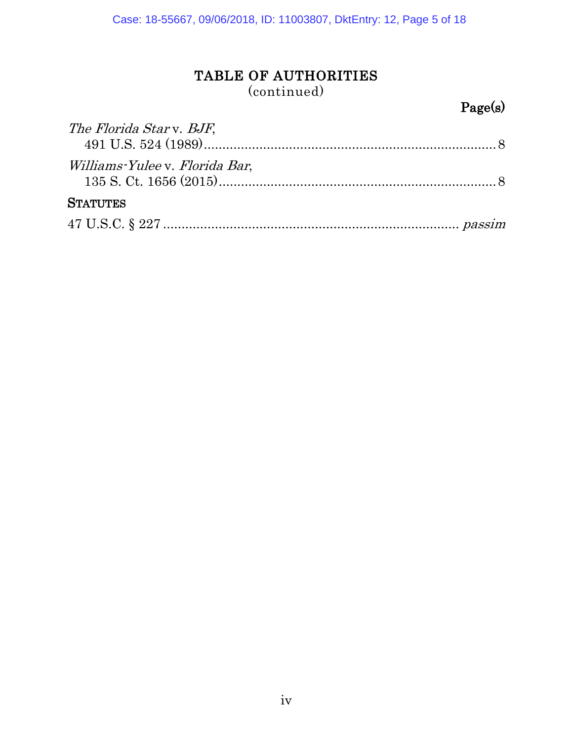## TABLE OF AUTHORITIES
(continued)

Page(s)

*The Florida Star* v. *BJF*,
491 U.S. 524 (1989) ........................................................................ 8

*Williams-Yulee* v. *Florida Bar*,
135 S. Ct. 1656 (2015) .................................................................... 8

**STATUTES**

47 U.S.C. § 227 ........................................................................ *passim*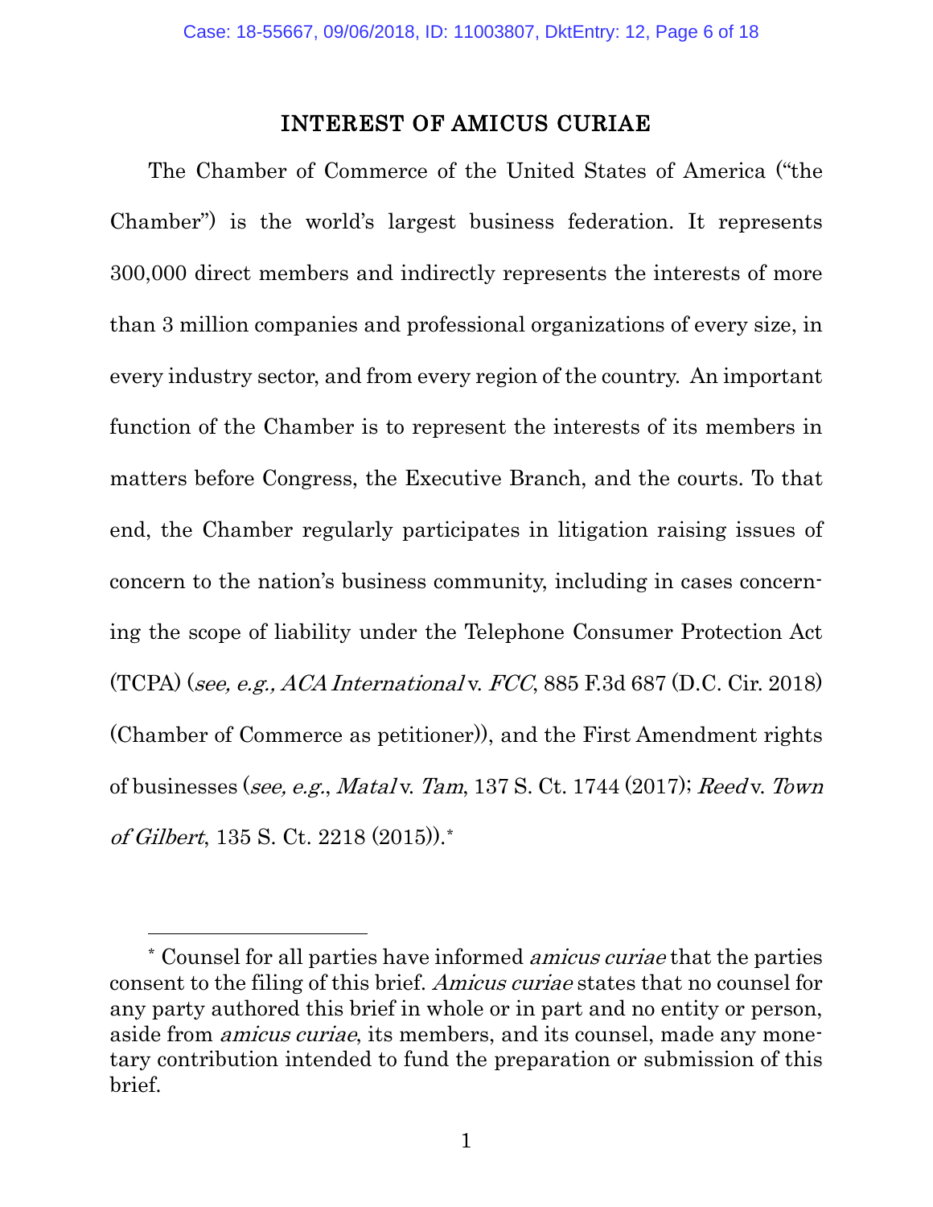## INTEREST OF AMICUS CURIAE

The Chamber of Commerce of the United States of America ("the Chamber") is the world's largest business federation. It represents 300,000 direct members and indirectly represents the interests of more than 3 million companies and professional organizations of every size, in every industry sector, and from every region of the country. An important function of the Chamber is to represent the interests of its members in matters before Congress, the Executive Branch, and the courts. To that end, the Chamber regularly participates in litigation raising issues of concern to the nation's business community, including in cases concerning the scope of liability under the Telephone Consumer Protection Act (TCPA) (*see, e.g., ACA International* v. *FCC*, 885 F.3d 687 (D.C. Cir. 2018) (Chamber of Commerce as petitioner)), and the First Amendment rights of businesses (*see, e.g.*, *Matal* v. *Tam*, 137 S. Ct. 1744 (2017); *Reed* v. *Town of Gilbert*, 135 S. Ct. 2218 (2015)).*

---

\* Counsel for all parties have informed *amicus curiae* that the parties consent to the filing of this brief. *Amicus curiae* states that no counsel for any party authored this brief in whole or in part and no entity or person, aside from *amicus curiae*, its members, and its counsel, made any monetary contribution intended to fund the preparation or submission of this brief.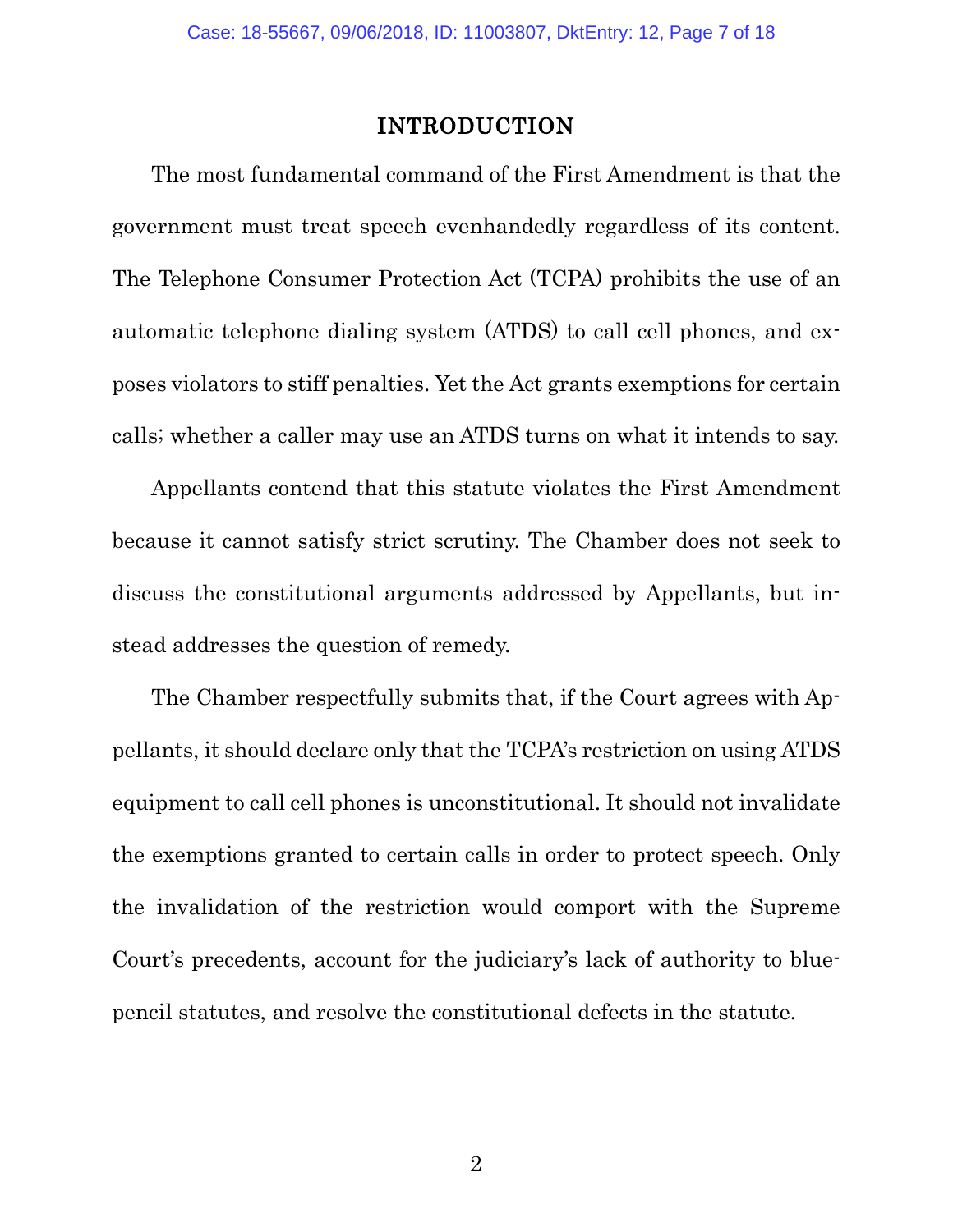## INTRODUCTION

The most fundamental command of the First Amendment is that the government must treat speech evenhandedly regardless of its content. The Telephone Consumer Protection Act (TCPA) prohibits the use of an automatic telephone dialing system (ATDS) to call cell phones, and exposes violators to stiff penalties. Yet the Act grants exemptions for certain calls; whether a caller may use an ATDS turns on what it intends to say.

Appellants contend that this statute violates the First Amendment because it cannot satisfy strict scrutiny. The Chamber does not seek to discuss the constitutional arguments addressed by Appellants, but instead addresses the question of remedy.

The Chamber respectfully submits that, if the Court agrees with Appellants, it should declare only that the TCPA's restriction on using ATDS equipment to call cell phones is unconstitutional. It should not invalidate the exemptions granted to certain calls in order to protect speech. Only the invalidation of the restriction would comport with the Supreme Court's precedents, account for the judiciary's lack of authority to blue-pencil statutes, and resolve the constitutional defects in the statute.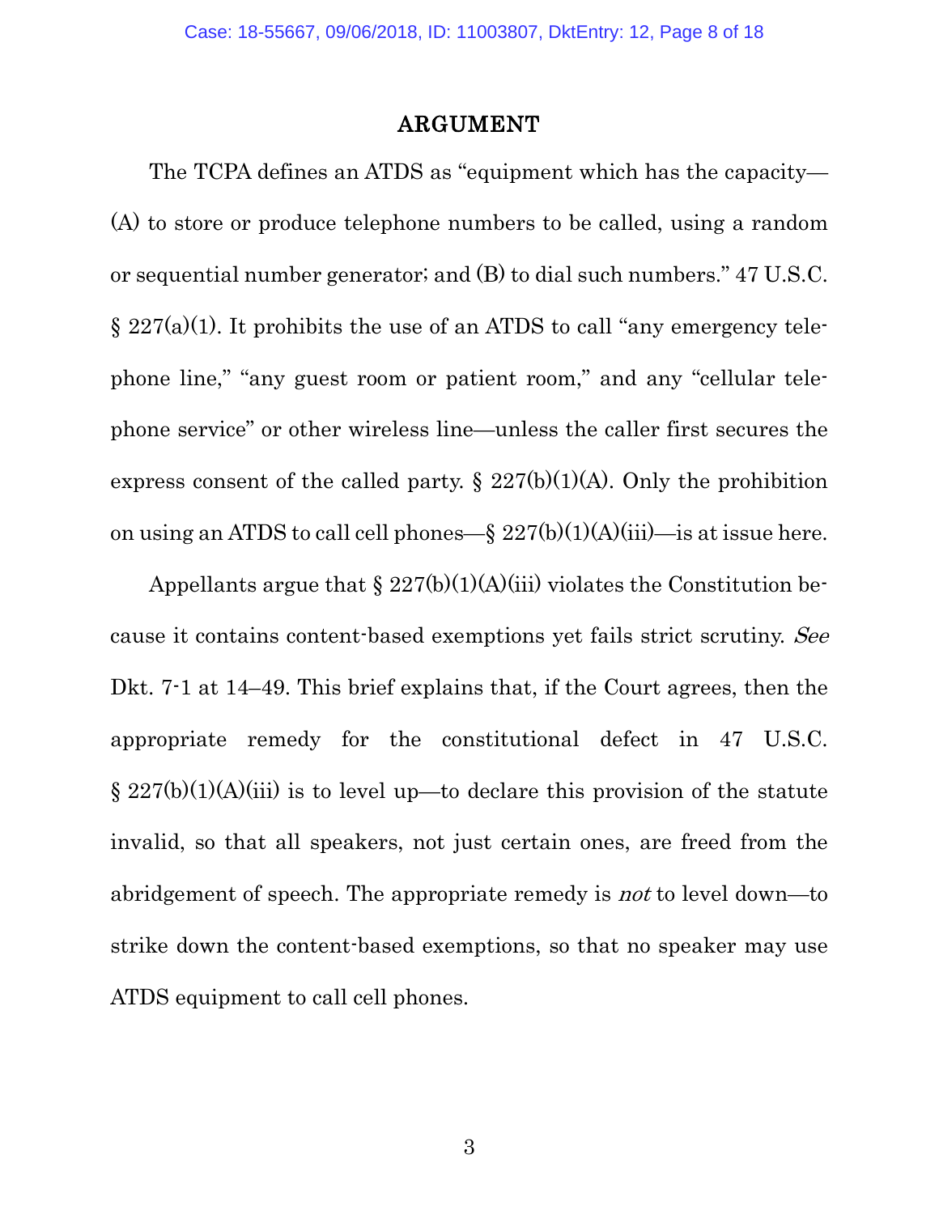## ARGUMENT

The TCPA defines an ATDS as "equipment which has the capacity— (A) to store or produce telephone numbers to be called, using a random or sequential number generator; and (B) to dial such numbers." 47 U.S.C. § 227(a)(1). It prohibits the use of an ATDS to call "any emergency telephone line," "any guest room or patient room," and any "cellular telephone service" or other wireless line—unless the caller first secures the express consent of the called party. § 227(b)(1)(A). Only the prohibition on using an ATDS to call cell phones—§ 227(b)(1)(A)(iii)—is at issue here.

Appellants argue that § 227(b)(1)(A)(iii) violates the Constitution because it contains content-based exemptions yet fails strict scrutiny. *See* Dkt. 7-1 at 14–49. This brief explains that, if the Court agrees, then the appropriate remedy for the constitutional defect in 47 U.S.C. § 227(b)(1)(A)(iii) is to level up—to declare this provision of the statute invalid, so that all speakers, not just certain ones, are freed from the abridgement of speech. The appropriate remedy is *not* to level down—to strike down the content-based exemptions, so that no speaker may use ATDS equipment to call cell phones.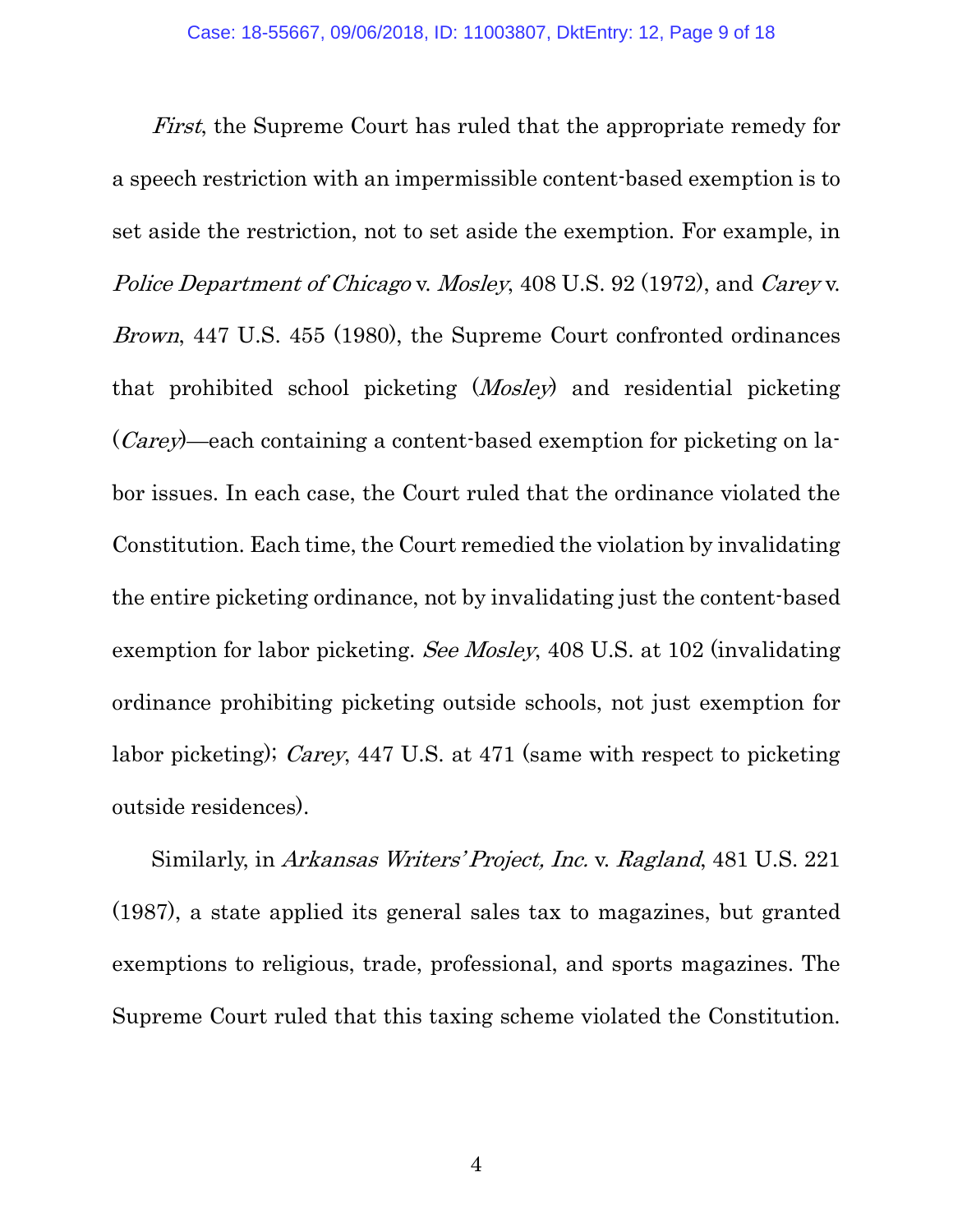*First*, the Supreme Court has ruled that the appropriate remedy for a speech restriction with an impermissible content-based exemption is to set aside the restriction, not to set aside the exemption. For example, in *Police Department of Chicago* v. *Mosley*, 408 U.S. 92 (1972), and *Carey* v. *Brown*, 447 U.S. 455 (1980), the Supreme Court confronted ordinances that prohibited school picketing (*Mosley*) and residential picketing (*Carey*)—each containing a content-based exemption for picketing on labor issues. In each case, the Court ruled that the ordinance violated the Constitution. Each time, the Court remedied the violation by invalidating the entire picketing ordinance, not by invalidating just the content-based exemption for labor picketing. *See Mosley*, 408 U.S. at 102 (invalidating ordinance prohibiting picketing outside schools, not just exemption for labor picketing); *Carey*, 447 U.S. at 471 (same with respect to picketing outside residences).

Similarly, in *Arkansas Writers' Project, Inc.* v. *Ragland*, 481 U.S. 221 (1987), a state applied its general sales tax to magazines, but granted exemptions to religious, trade, professional, and sports magazines. The Supreme Court ruled that this taxing scheme violated the Constitution.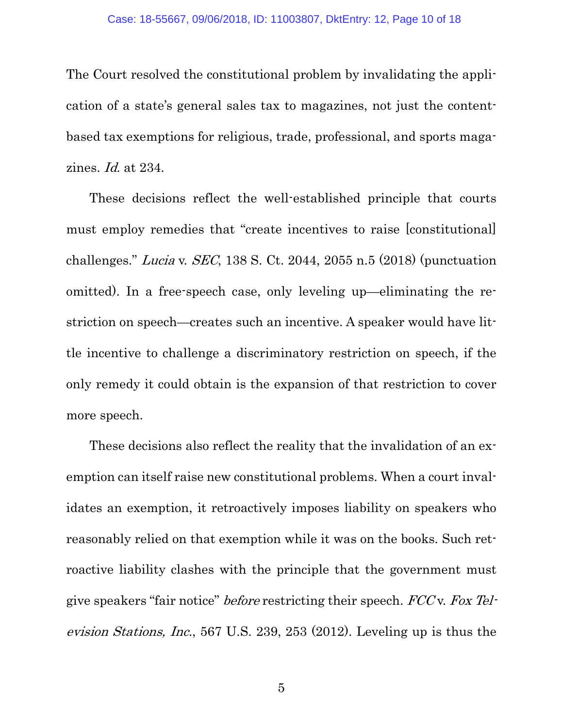The Court resolved the constitutional problem by invalidating the application of a state's general sales tax to magazines, not just the content-based tax exemptions for religious, trade, professional, and sports magazines. *Id.* at 234.

These decisions reflect the well-established principle that courts must employ remedies that "create incentives to raise [constitutional] challenges." *Lucia* v. *SEC*, 138 S. Ct. 2044, 2055 n.5 (2018) (punctuation omitted). In a free-speech case, only leveling up—eliminating the restriction on speech—creates such an incentive. A speaker would have little incentive to challenge a discriminatory restriction on speech, if the only remedy it could obtain is the expansion of that restriction to cover more speech.

These decisions also reflect the reality that the invalidation of an exemption can itself raise new constitutional problems. When a court invalidates an exemption, it retroactively imposes liability on speakers who reasonably relied on that exemption while it was on the books. Such retroactive liability clashes with the principle that the government must give speakers "fair notice" *before* restricting their speech. *FCC* v. *Fox Television Stations, Inc.*, 567 U.S. 239, 253 (2012). Leveling up is thus the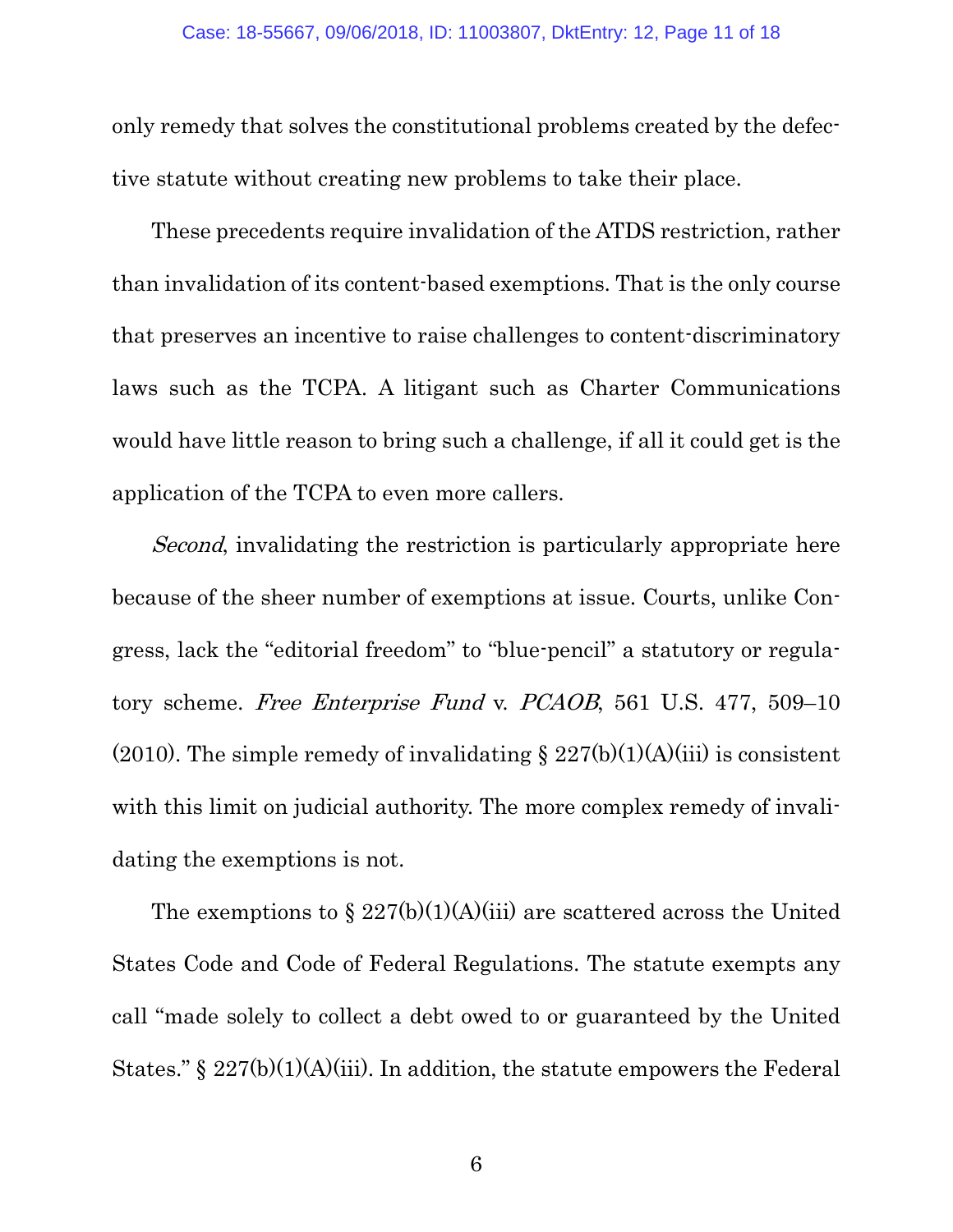only remedy that solves the constitutional problems created by the defective statute without creating new problems to take their place.

These precedents require invalidation of the ATDS restriction, rather than invalidation of its content-based exemptions. That is the only course that preserves an incentive to raise challenges to content-discriminatory laws such as the TCPA. A litigant such as Charter Communications would have little reason to bring such a challenge, if all it could get is the application of the TCPA to even more callers.

*Second*, invalidating the restriction is particularly appropriate here because of the sheer number of exemptions at issue. Courts, unlike Congress, lack the "editorial freedom" to "blue-pencil" a statutory or regulatory scheme. *Free Enterprise Fund* v. *PCAOB*, 561 U.S. 477, 509–10 (2010). The simple remedy of invalidating § 227(b)(1)(A)(iii) is consistent with this limit on judicial authority. The more complex remedy of invalidating the exemptions is not.

The exemptions to § 227(b)(1)(A)(iii) are scattered across the United States Code and Code of Federal Regulations. The statute exempts any call "made solely to collect a debt owed to or guaranteed by the United States." § 227(b)(1)(A)(iii). In addition, the statute empowers the Federal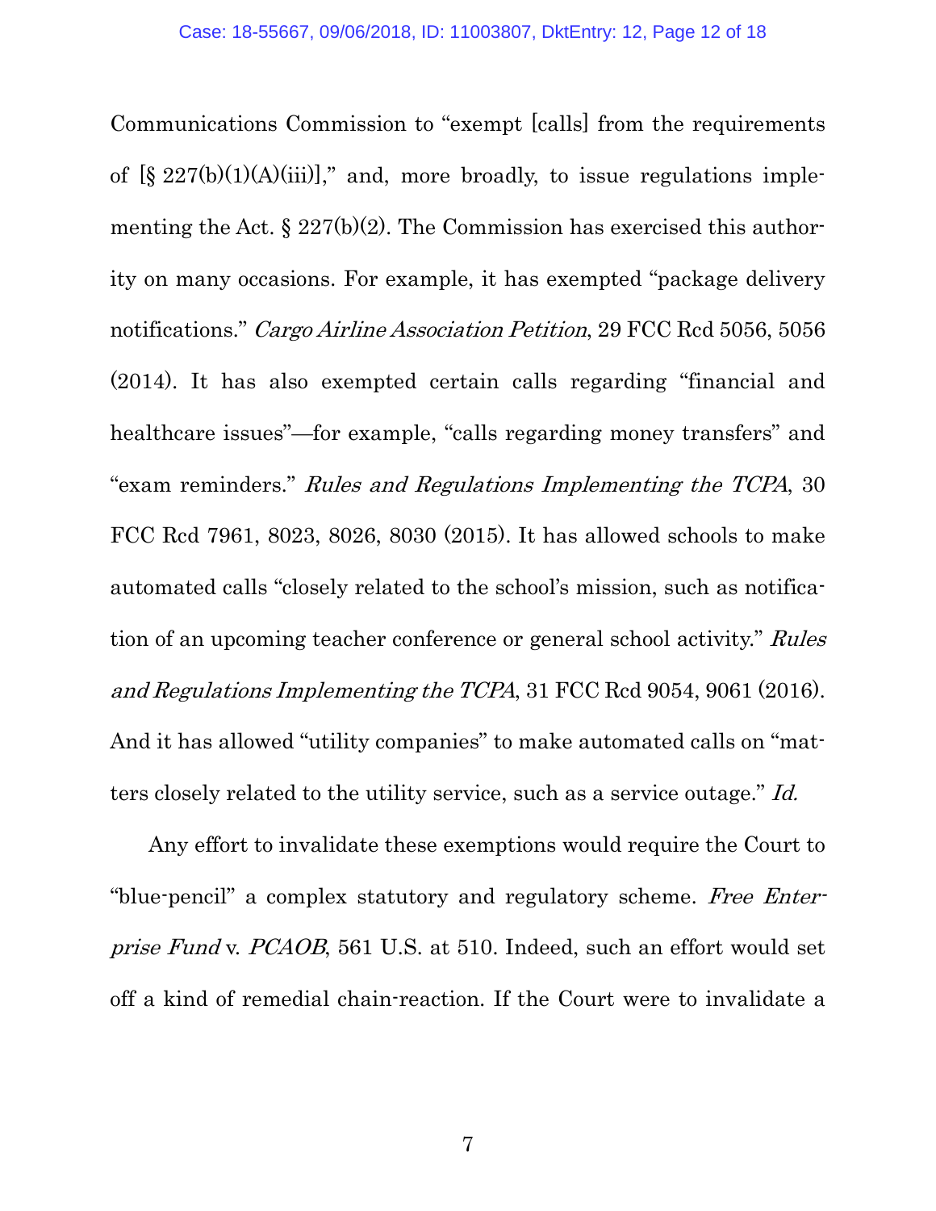Communications Commission to "exempt [calls] from the requirements of [§ 227(b)(1)(A)(iii)]," and, more broadly, to issue regulations implementing the Act. § 227(b)(2). The Commission has exercised this authority on many occasions. For example, it has exempted "package delivery notifications." *Cargo Airline Association Petition*, 29 FCC Rcd 5056, 5056 (2014). It has also exempted certain calls regarding "financial and healthcare issues"—for example, "calls regarding money transfers" and "exam reminders." *Rules and Regulations Implementing the TCPA*, 30 FCC Rcd 7961, 8023, 8026, 8030 (2015). It has allowed schools to make automated calls "closely related to the school's mission, such as notification of an upcoming teacher conference or general school activity." *Rules and Regulations Implementing the TCPA*, 31 FCC Rcd 9054, 9061 (2016). And it has allowed "utility companies" to make automated calls on "matters closely related to the utility service, such as a service outage." *Id.*

Any effort to invalidate these exemptions would require the Court to "blue-pencil" a complex statutory and regulatory scheme. *Free Enterprise Fund* v. *PCAOB*, 561 U.S. at 510. Indeed, such an effort would set off a kind of remedial chain-reaction. If the Court were to invalidate a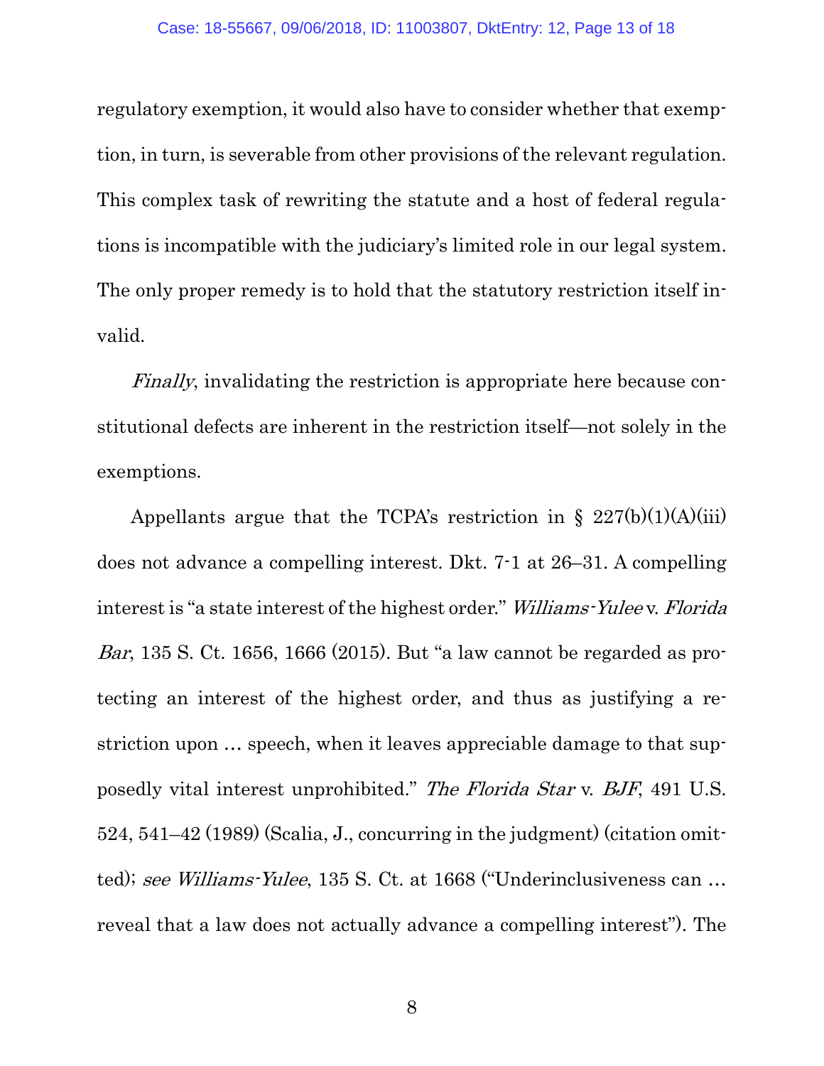regulatory exemption, it would also have to consider whether that exemption, in turn, is severable from other provisions of the relevant regulation. This complex task of rewriting the statute and a host of federal regulations is incompatible with the judiciary's limited role in our legal system. The only proper remedy is to hold that the statutory restriction itself invalid.

*Finally*, invalidating the restriction is appropriate here because constitutional defects are inherent in the restriction itself—not solely in the exemptions.

Appellants argue that the TCPA's restriction in § 227(b)(1)(A)(iii) does not advance a compelling interest. Dkt. 7-1 at 26–31. A compelling interest is "a state interest of the highest order." *Williams-Yulee* v. *Florida Bar*, 135 S. Ct. 1656, 1666 (2015). But "a law cannot be regarded as protecting an interest of the highest order, and thus as justifying a restriction upon … speech, when it leaves appreciable damage to that supposedly vital interest unprohibited." *The Florida Star* v. *BJF*, 491 U.S. 524, 541–42 (1989) (Scalia, J., concurring in the judgment) (citation omitted); *see Williams-Yulee*, 135 S. Ct. at 1668 ("Underinclusiveness can … reveal that a law does not actually advance a compelling interest"). The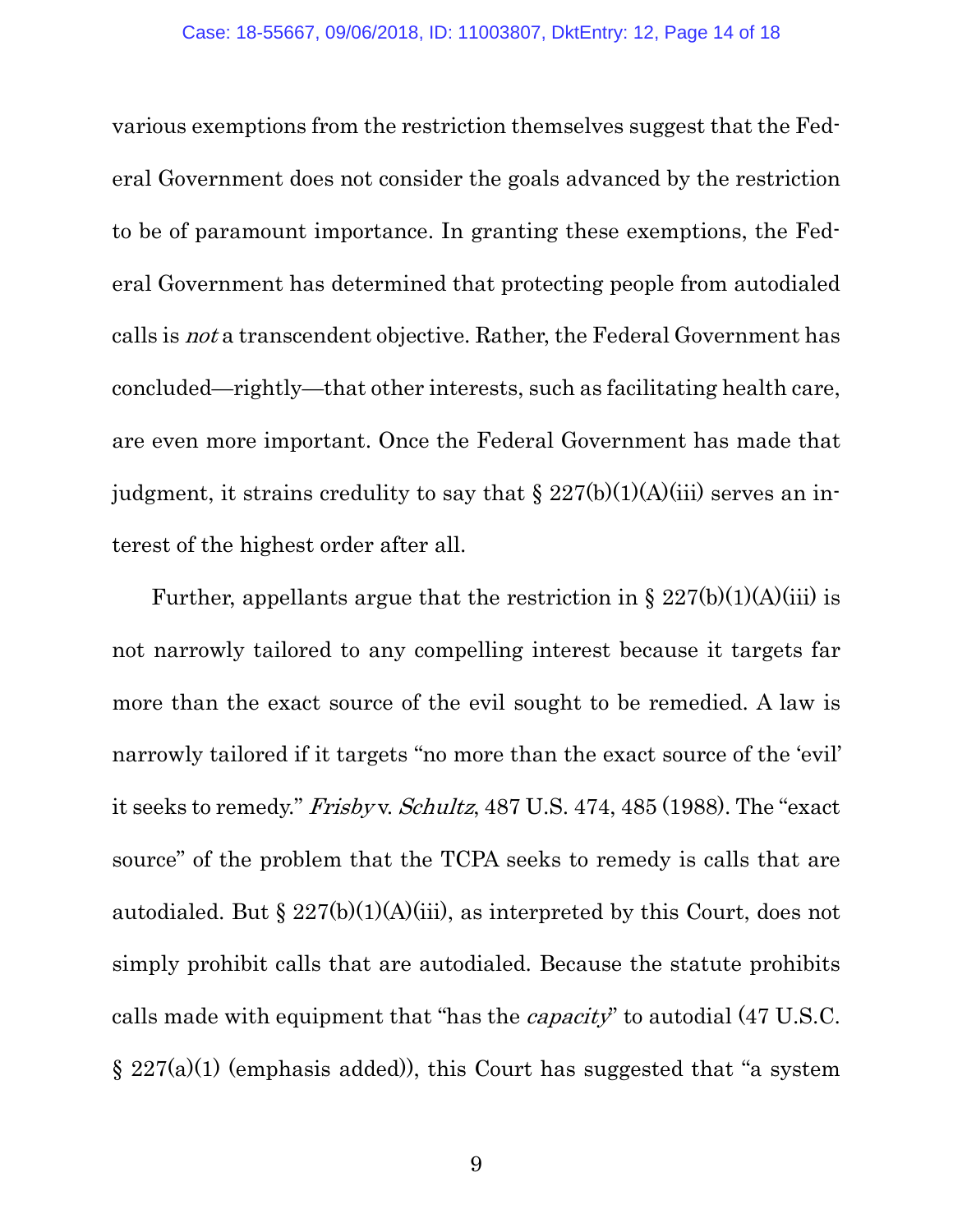various exemptions from the restriction themselves suggest that the Federal Government does not consider the goals advanced by the restriction to be of paramount importance. In granting these exemptions, the Federal Government has determined that protecting people from autodialed calls is *not* a transcendent objective. Rather, the Federal Government has concluded—rightly—that other interests, such as facilitating health care, are even more important. Once the Federal Government has made that judgment, it strains credulity to say that § 227(b)(1)(A)(iii) serves an interest of the highest order after all.

Further, appellants argue that the restriction in § 227(b)(1)(A)(iii) is not narrowly tailored to any compelling interest because it targets far more than the exact source of the evil sought to be remedied. A law is narrowly tailored if it targets "no more than the exact source of the 'evil' it seeks to remedy." *Frisby* v. *Schultz*, 487 U.S. 474, 485 (1988). The "exact source" of the problem that the TCPA seeks to remedy is calls that are autodialed. But § 227(b)(1)(A)(iii), as interpreted by this Court, does not simply prohibit calls that are autodialed. Because the statute prohibits calls made with equipment that "has the *capacity*" to autodial (47 U.S.C. § 227(a)(1) (emphasis added)), this Court has suggested that "a system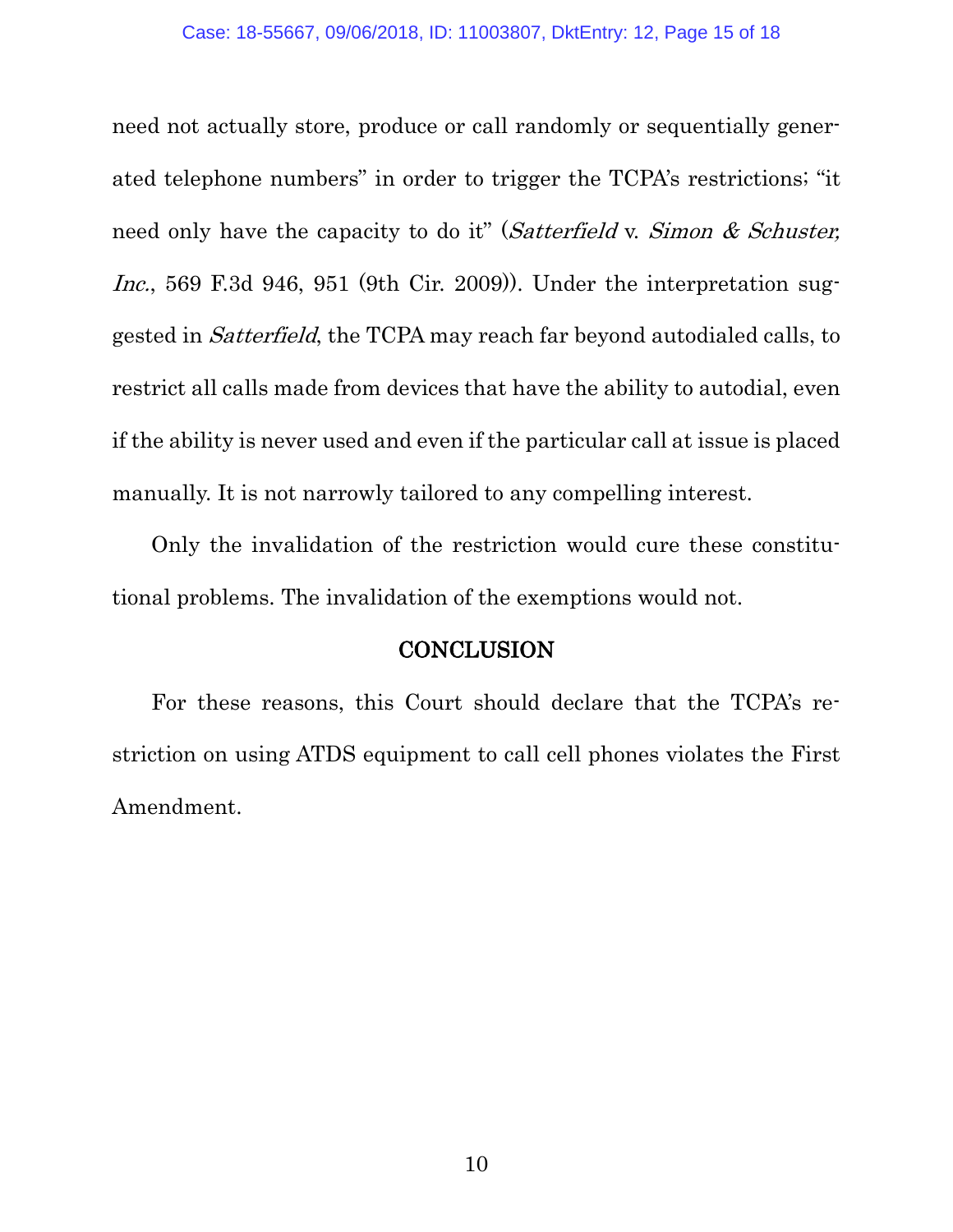need not actually store, produce or call randomly or sequentially generated telephone numbers" in order to trigger the TCPA's restrictions; "it need only have the capacity to do it" (*Satterfield* v. *Simon & Schuster, Inc.*, 569 F.3d 946, 951 (9th Cir. 2009)). Under the interpretation suggested in *Satterfield*, the TCPA may reach far beyond autodialed calls, to restrict all calls made from devices that have the ability to autodial, even if the ability is never used and even if the particular call at issue is placed manually. It is not narrowly tailored to any compelling interest.

Only the invalidation of the restriction would cure these constitutional problems. The invalidation of the exemptions would not.

## CONCLUSION

For these reasons, this Court should declare that the TCPA's restriction on using ATDS equipment to call cell phones violates the First Amendment.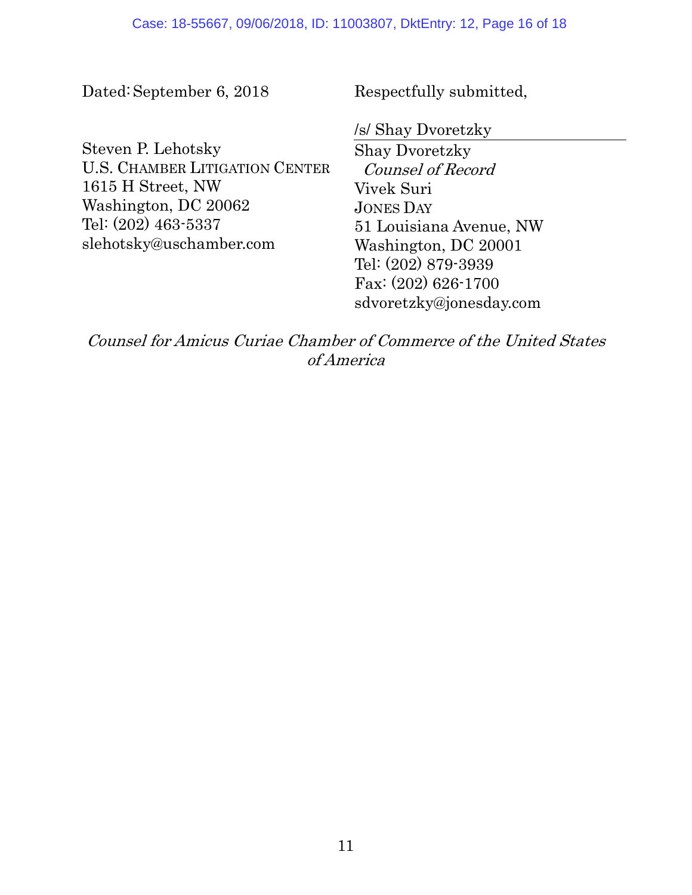Dated: September 6, 2018

Respectfully submitted,

/s/ Shay Dvoretzky

Shay Dvoretzky
*Counsel of Record*
Vivek Suri
JONES DAY
51 Louisiana Avenue, NW
Washington, DC 20001
Tel: (202) 879-3939
Fax: (202) 626-1700
sdvoretzky@jonesday.com

Steven P. Lehotsky
U.S. CHAMBER LITIGATION CENTER
1615 H Street, NW
Washington, DC 20062
Tel: (202) 463-5337
slehotsky@uschamber.com

*Counsel for Amicus Curiae Chamber of Commerce of the United States of America*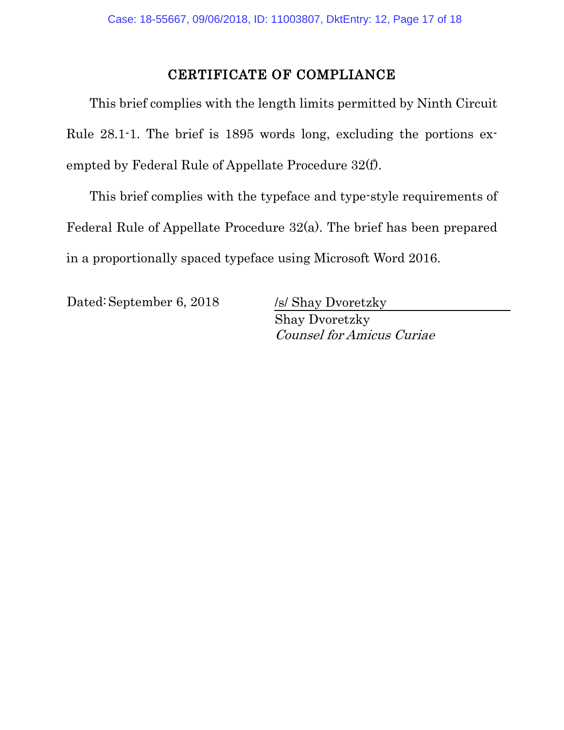## CERTIFICATE OF COMPLIANCE

This brief complies with the length limits permitted by Ninth Circuit Rule 28.1-1. The brief is 1895 words long, excluding the portions exempted by Federal Rule of Appellate Procedure 32(f).

This brief complies with the typeface and type-style requirements of Federal Rule of Appellate Procedure 32(a). The brief has been prepared in a proportionally spaced typeface using Microsoft Word 2016.

Dated: September 6, 2018

/s/ Shay Dvoretzky
Shay Dvoretzky
*Counsel for Amicus Curiae*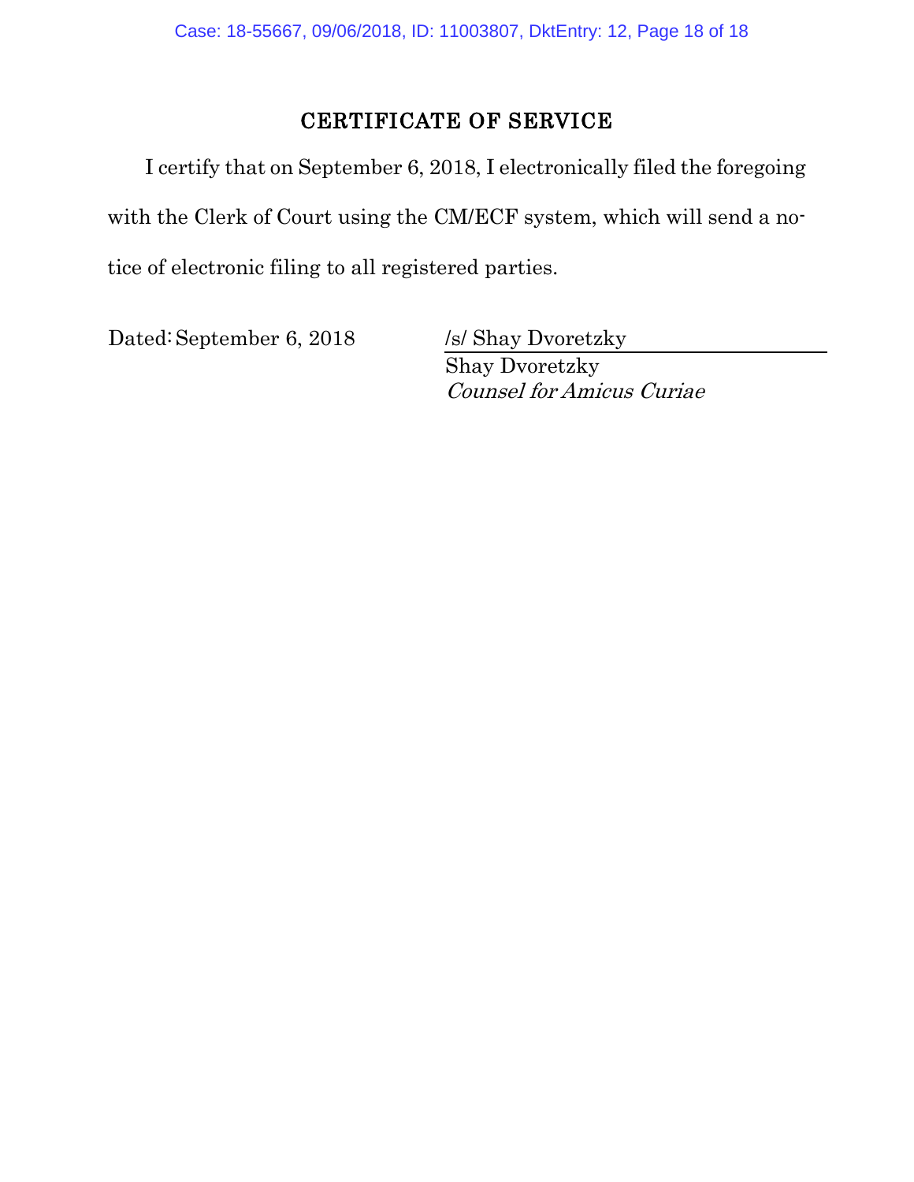## CERTIFICATE OF SERVICE

I certify that on September 6, 2018, I electronically filed the foregoing with the Clerk of Court using the CM/ECF system, which will send a notice of electronic filing to all registered parties.

Dated: September 6, 2018

/s/ Shay Dvoretzky
Shay Dvoretzky
*Counsel for Amicus Curiae*